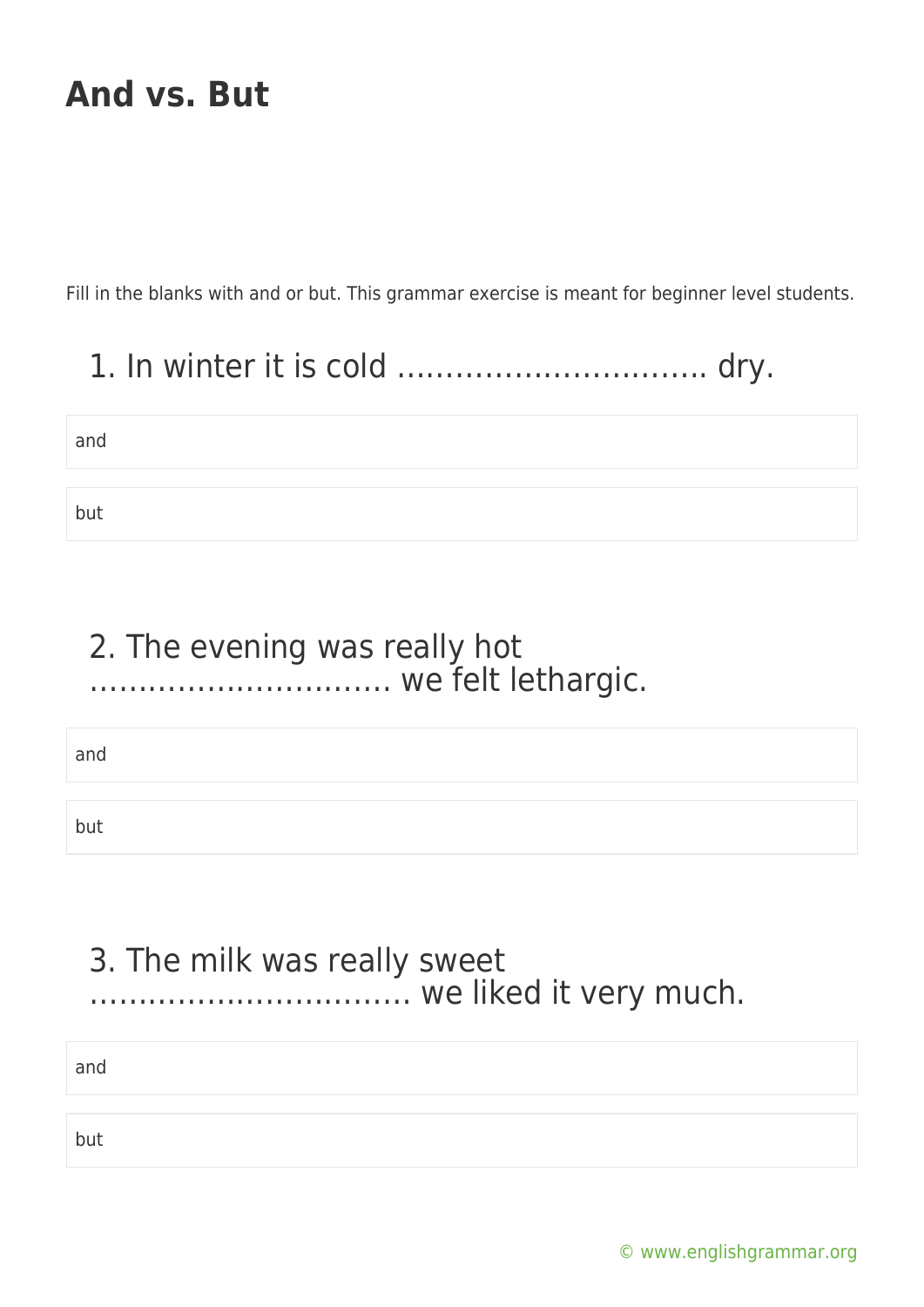# And vs. But

Fill in the blanks with and or but. This grammar exercise is meant for beginner level students.

## 1. In winter it is cold ………………………….. dry.

and

but

## 2. The evening was really hot ………………………….. we felt lethargic.

and

but

## 3. The milk was really sweet …………………………… we liked it very much.

and

but

© www.englishgrammar.org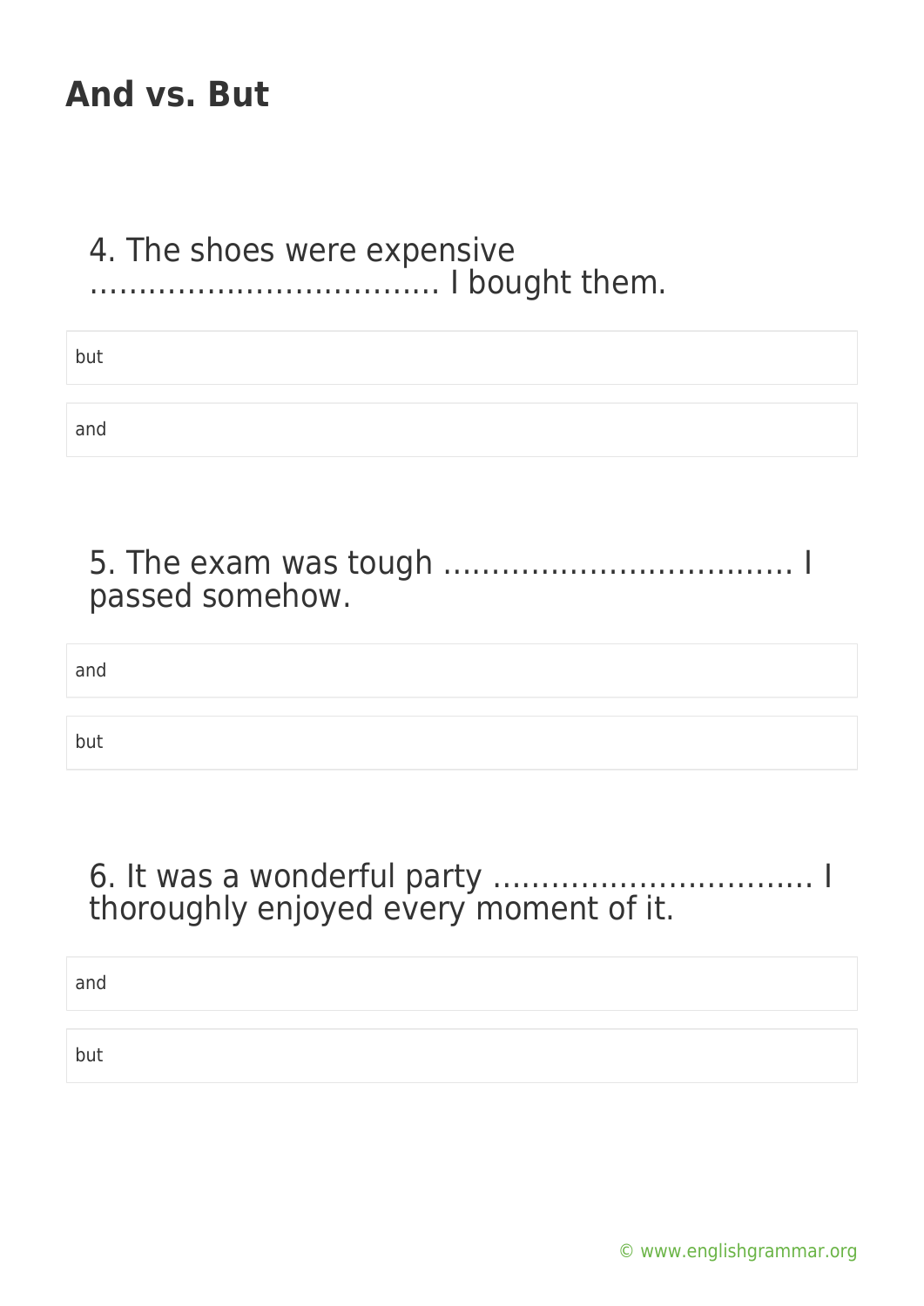## And vs. But

4. The shoes were expensive ……………………………… I bought them.

- but
- and

5. The exam was tough ……………………………… I passed somehow.

- and
- but

6. It was a wonderful party …………………………… I thoroughly enjoyed every moment of it.

- and
- but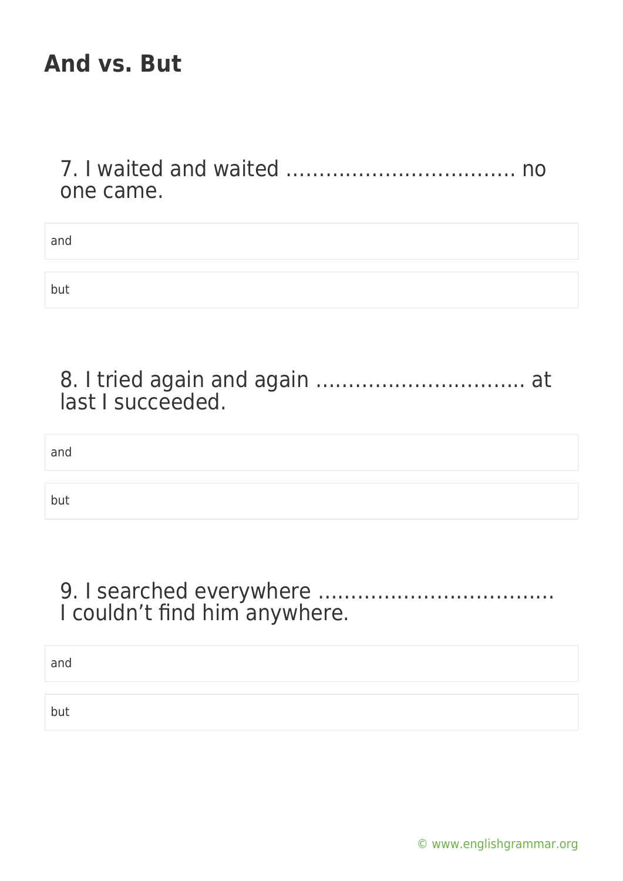# And vs. But

7. I waited and waited ……………………………… no one came.

and

but

8. I tried again and again ………………………….. at last I succeeded.

and

but

9. I searched everywhere ……………………………… I couldn't find him anywhere.

and

but

© www.englishgrammar.org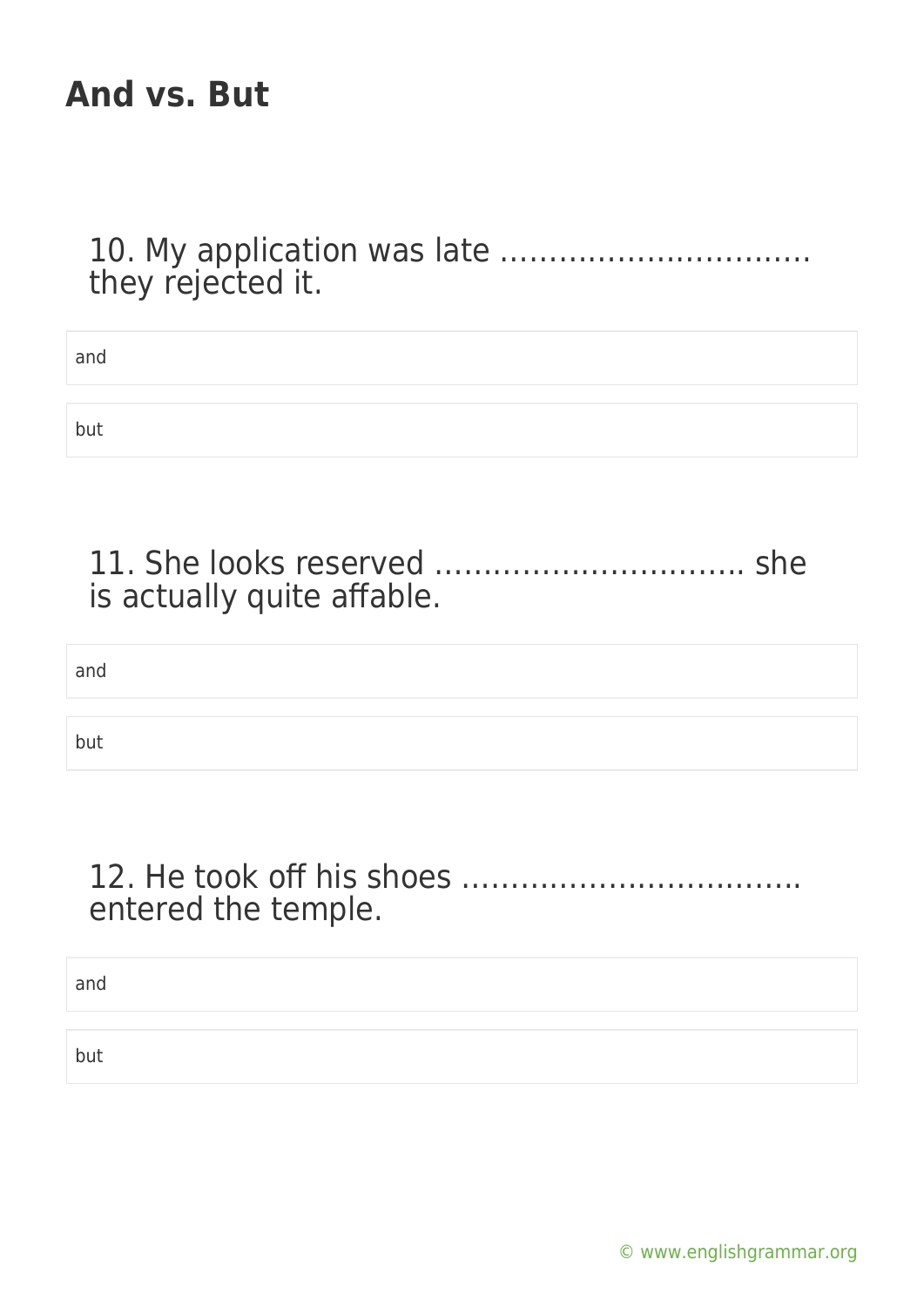## And vs. But

10. My application was late ………………………….. they rejected it.

and

but

11. She looks reserved ………………………….. she is actually quite affable.

and

but

12. He took off his shoes ……………………………. entered the temple.

and

but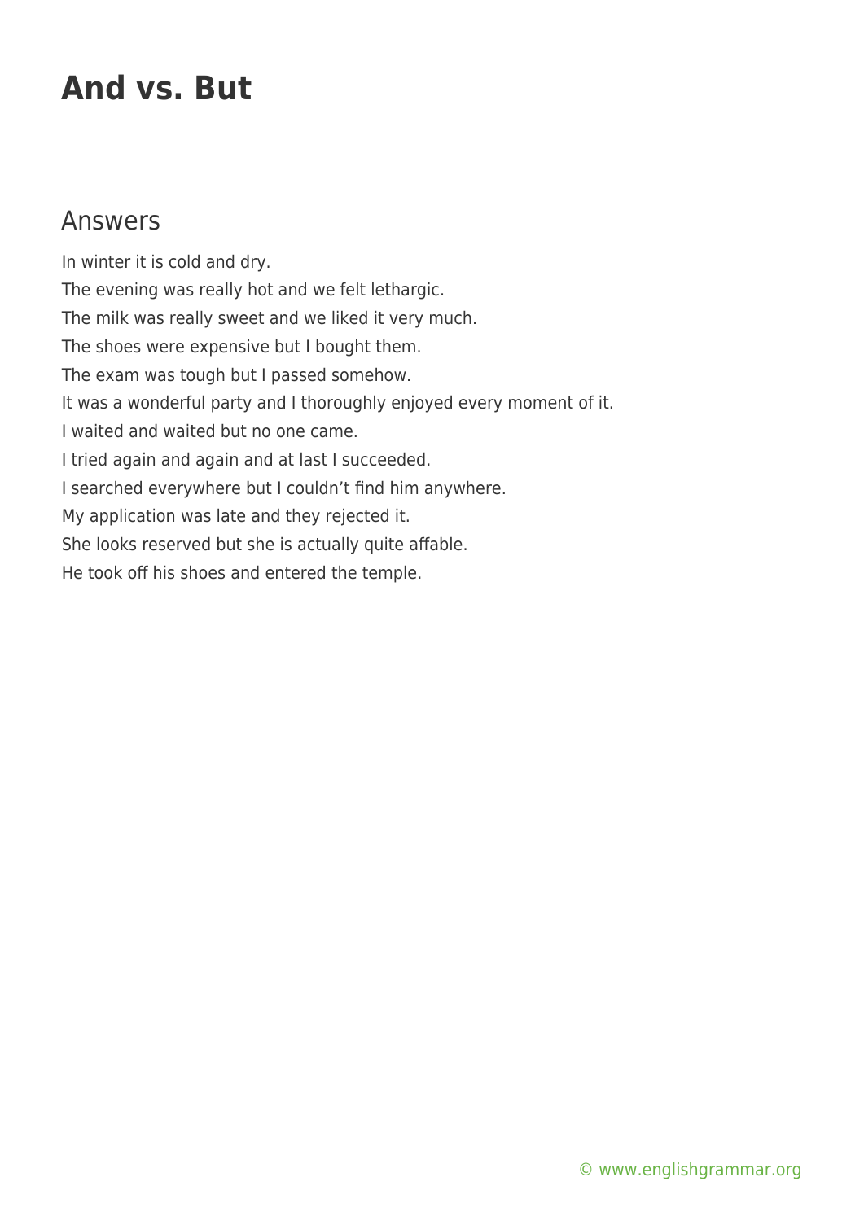# And vs. But

## Answers

In winter it is cold and dry.

The evening was really hot and we felt lethargic.

The milk was really sweet and we liked it very much.

The shoes were expensive but I bought them.

The exam was tough but I passed somehow.

It was a wonderful party and I thoroughly enjoyed every moment of it.

I waited and waited but no one came.

I tried again and again and at last I succeeded.

I searched everywhere but I couldn't find him anywhere.

My application was late and they rejected it.

She looks reserved but she is actually quite affable.

He took off his shoes and entered the temple.